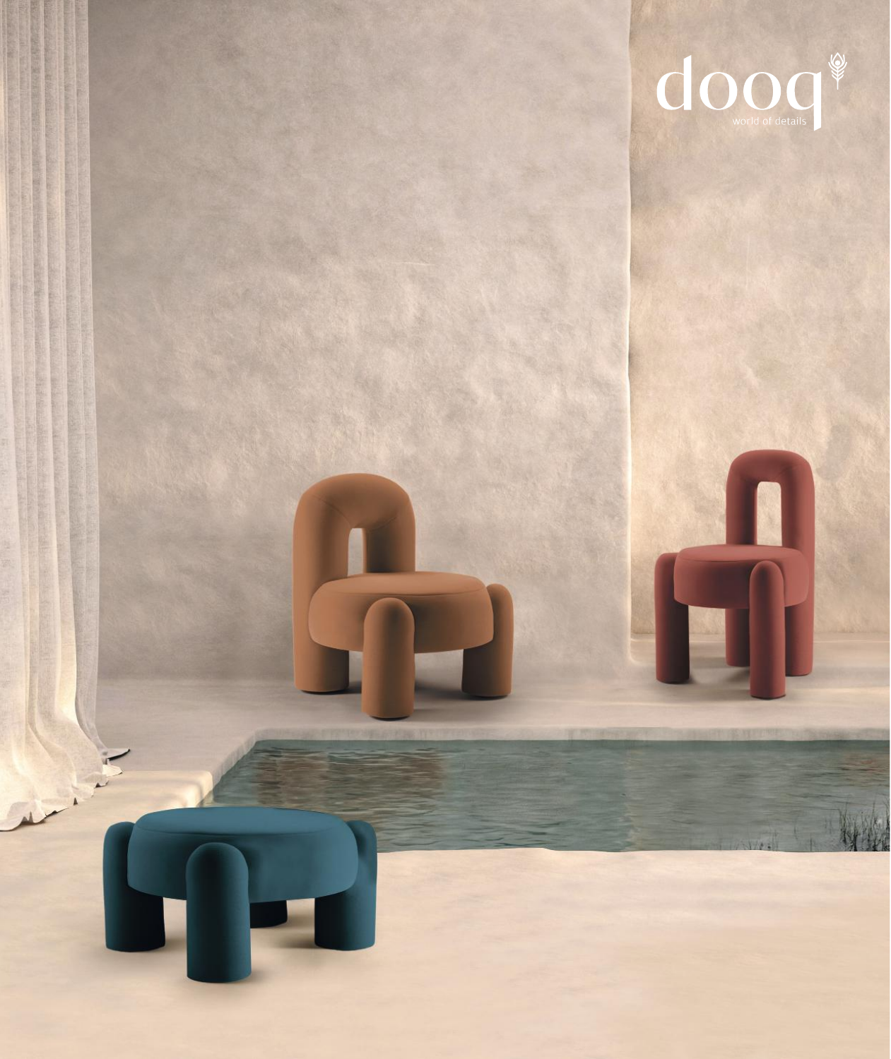dooq

world of details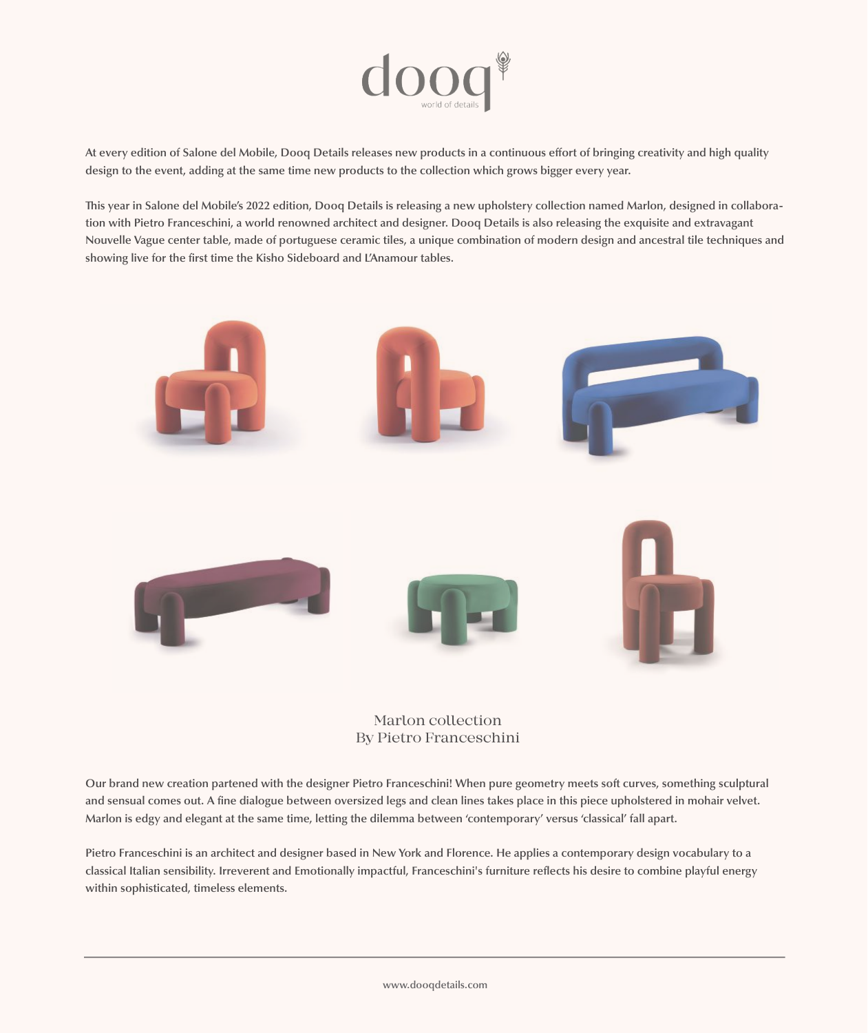At every edition of Salone del Mobile, Dooq Details releases new products in a continuous effort of bringing creativity and high quality design to the event, adding at the same time new products to the collection which grows bigger every year.

This year in Salone del Mobile's 2022 edition, Dooq Details is releasing a new upholstery collection named Marlon, designed in collaboration with Pietro Franceschini, a world renowned architect and designer. Dooq Details is also releasing the exquisite and extravagant Nouvelle Vague center table, made of portuguese ceramic tiles, a unique combination of modern design and ancestral tile techniques and showing live for the first time the Kisho Sideboard and L'Anamour tables.

Marlon collection
By Pietro Franceschini

Our brand new creation partened with the designer Pietro Franceschini! When pure geometry meets soft curves, something sculptural and sensual comes out. A fine dialogue between oversized legs and clean lines takes place in this piece upholstered in mohair velvet. Marlon is edgy and elegant at the same time, letting the dilemma between 'contemporary' versus 'classical' fall apart.

Pietro Franceschini is an architect and designer based in New York and Florence. He applies a contemporary design vocabulary to a classical Italian sensibility. Irreverent and Emotionally impactful, Franceschini's furniture reflects his desire to combine playful energy within sophisticated, timeless elements.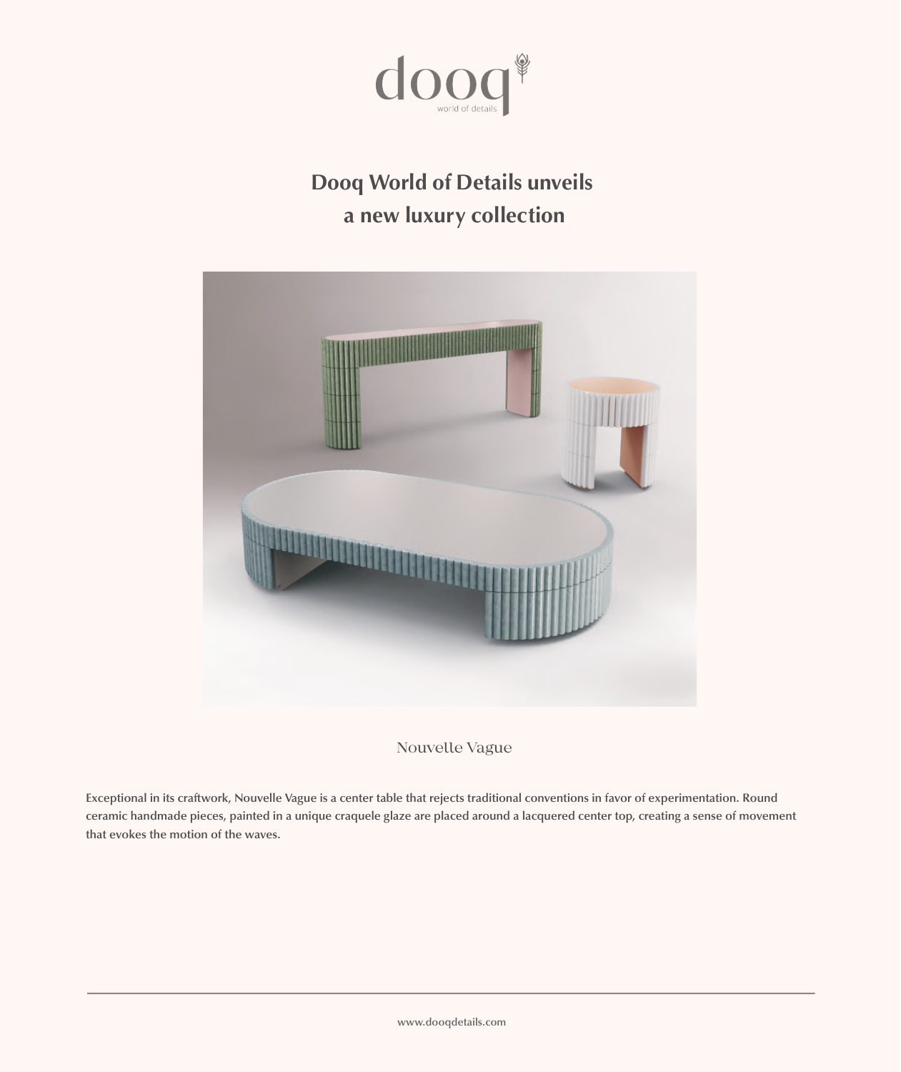dooq
world of details

## Dooq World of Details unveils a new luxury collection

Nouvelle Vague

Exceptional in its craftwork, Nouvelle Vague is a center table that rejects traditional conventions in favor of experimentation. Round ceramic handmade pieces, painted in a unique craquele glaze are placed around a lacquered center top, creating a sense of movement that evokes the motion of the waves.

www.dooqdetails.com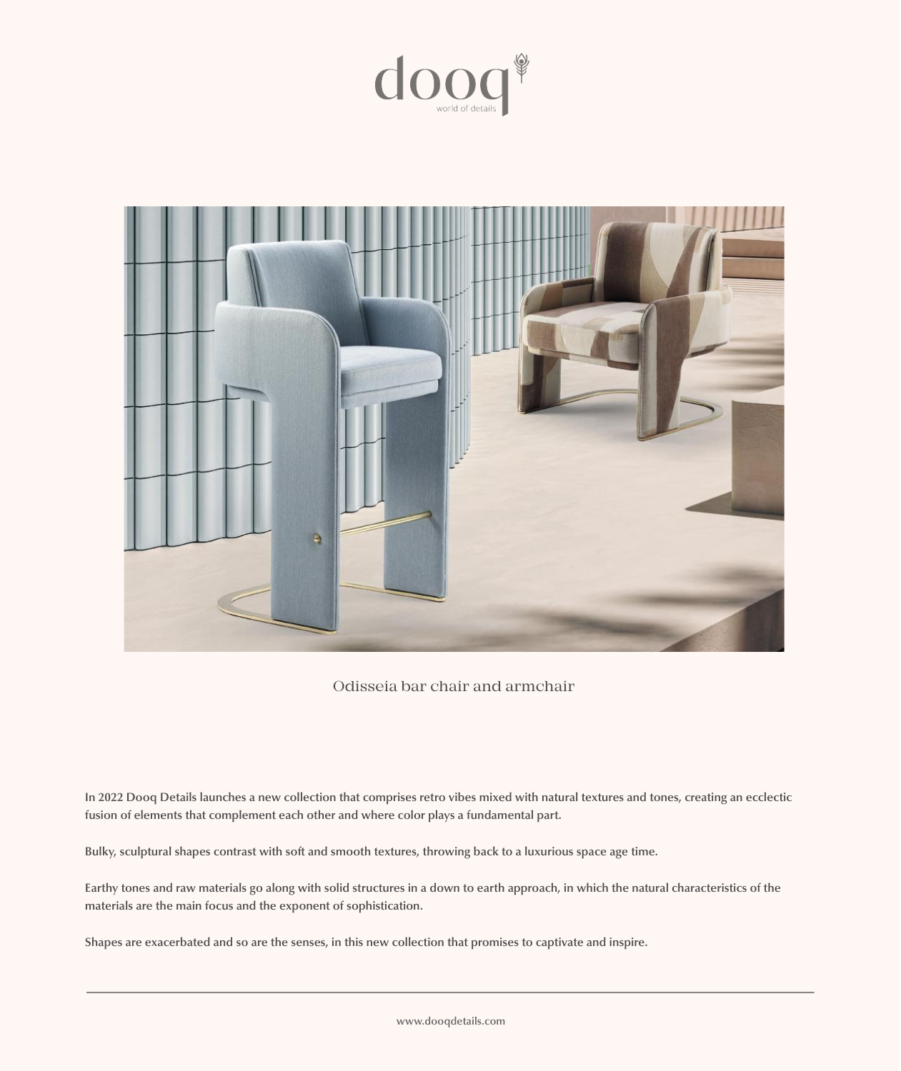dooq

world of details

Odisseia bar chair and armchair

In 2022 Dooq Details launches a new collection that comprises retro vibes mixed with natural textures and tones, creating an ecclectic fusion of elements that complement each other and where color plays a fundamental part.

Bulky, sculptural shapes contrast with soft and smooth textures, throwing back to a luxurious space age time.

Earthy tones and raw materials go along with solid structures in a down to earth approach, in which the natural characteristics of the materials are the main focus and the exponent of sophistication.

Shapes are exacerbated and so are the senses, in this new collection that promises to captivate and inspire.

www.dooqdetails.com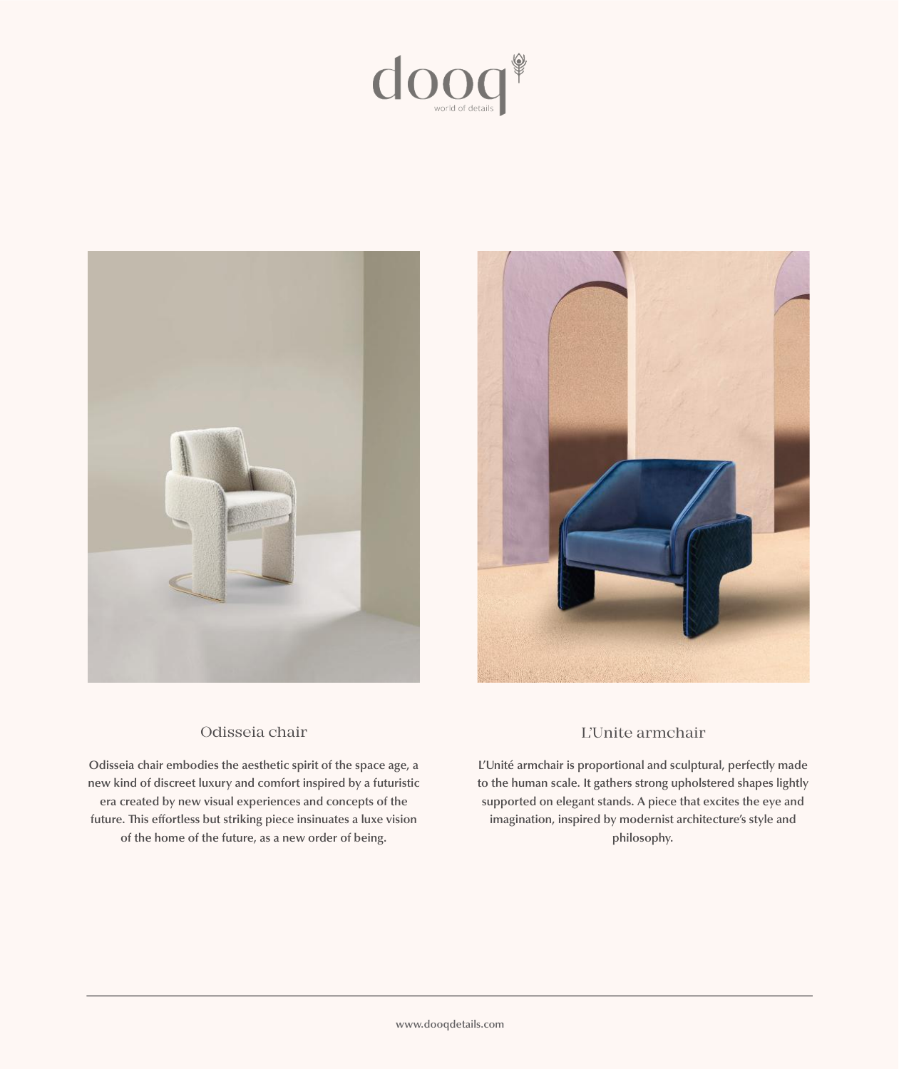## Odisseia chair

Odisseia chair embodies the aesthetic spirit of the space age, a new kind of discreet luxury and comfort inspired by a futuristic era created by new visual experiences and concepts of the future. This effortless but striking piece insinuates a luxe vision of the home of the future, as a new order of being.

## L'Unite armchair

L'Unité armchair is proportional and sculptural, perfectly made to the human scale. It gathers strong upholstered shapes lightly supported on elegant stands. A piece that excites the eye and imagination, inspired by modernist architecture's style and philosophy.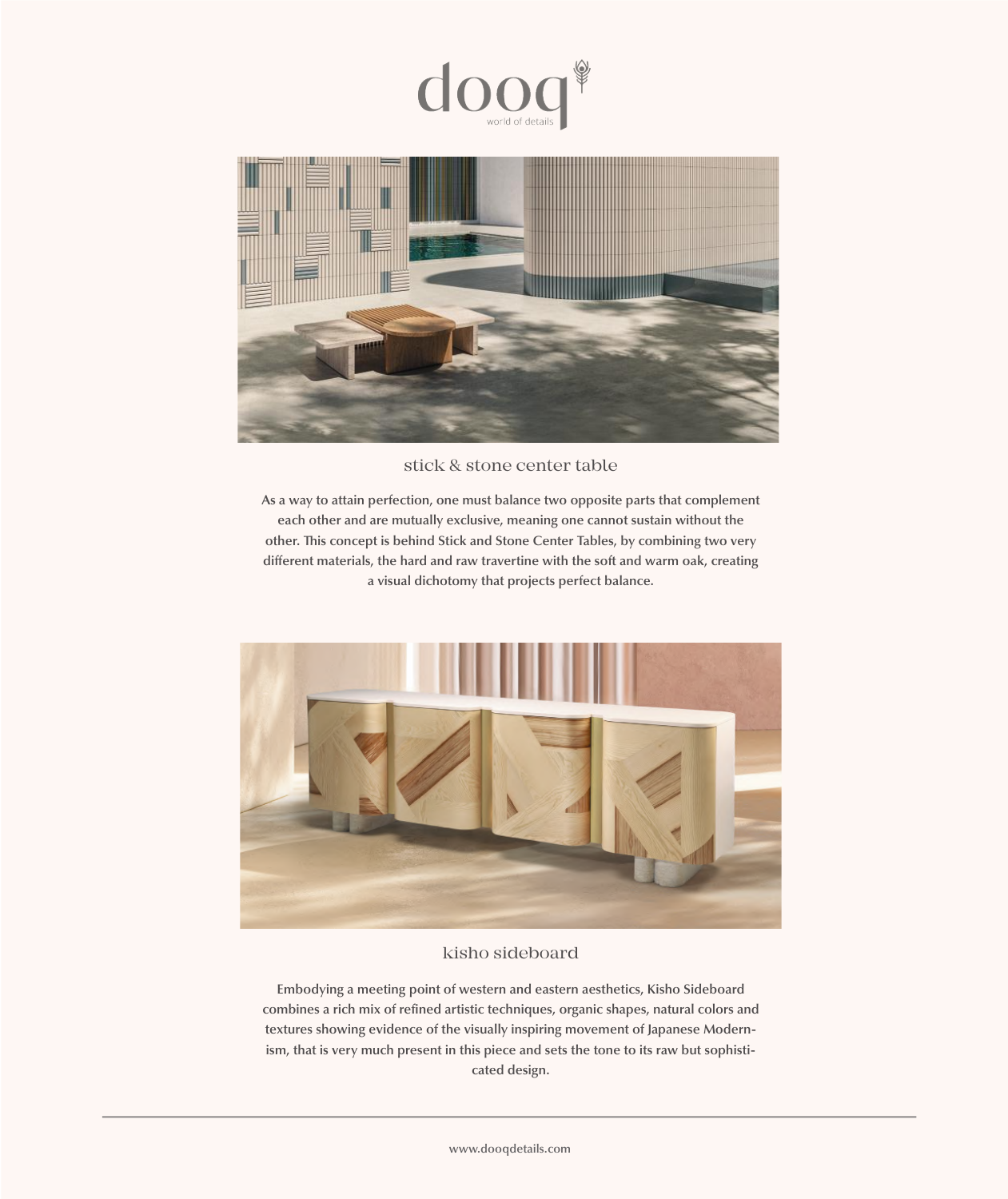## stick & stone center table

As a way to attain perfection, one must balance two opposite parts that complement each other and are mutually exclusive, meaning one cannot sustain without the other. This concept is behind Stick and Stone Center Tables, by combining two very different materials, the hard and raw travertine with the soft and warm oak, creating a visual dichotomy that projects perfect balance.

## kisho sideboard

Embodying a meeting point of western and eastern aesthetics, Kisho Sideboard combines a rich mix of refined artistic techniques, organic shapes, natural colors and textures showing evidence of the visually inspiring movement of Japanese Modernism, that is very much present in this piece and sets the tone to its raw but sophisticated design.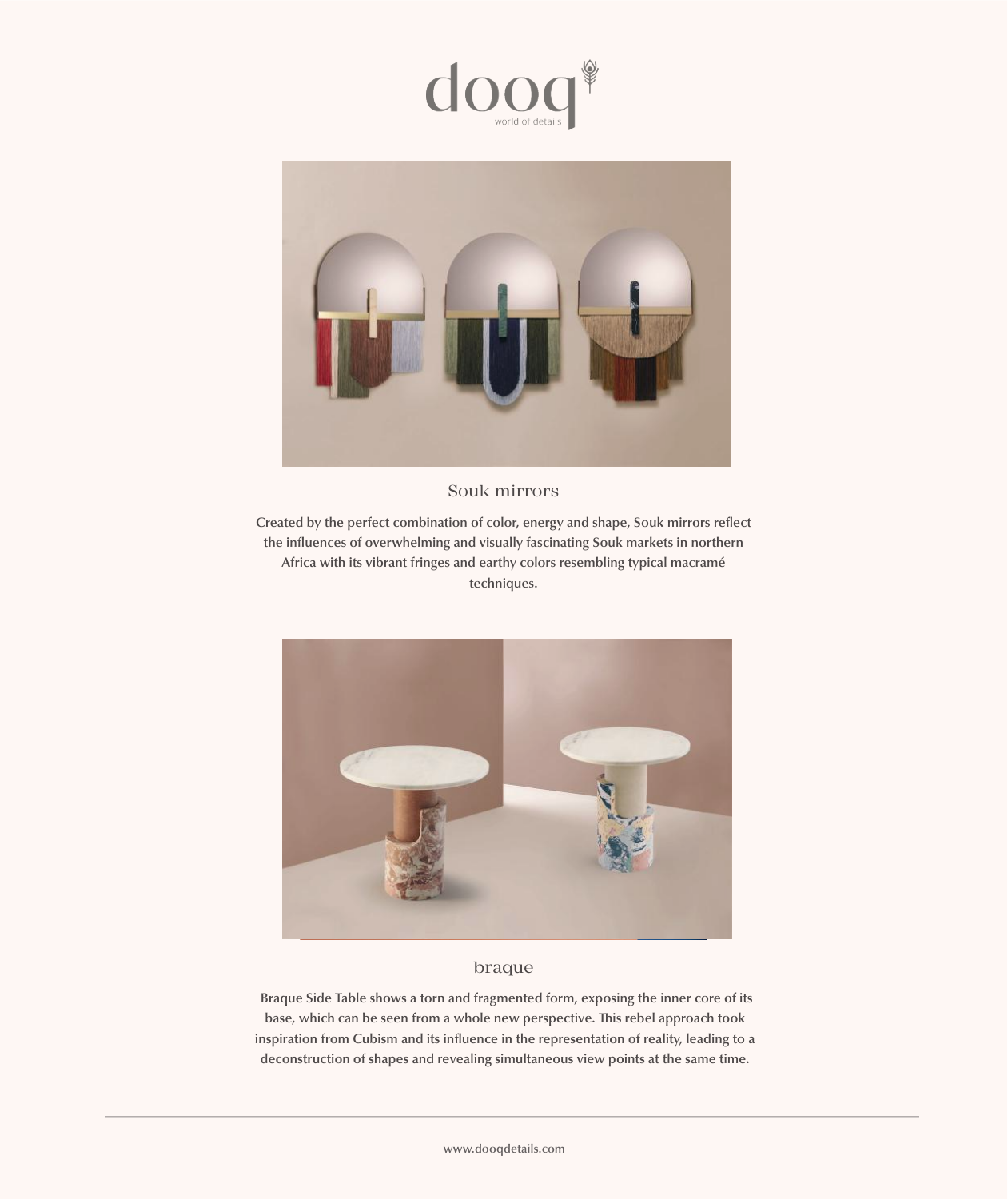## Souk mirrors

Created by the perfect combination of color, energy and shape, Souk mirrors reflect the influences of overwhelming and visually fascinating Souk markets in northern Africa with its vibrant fringes and earthy colors resembling typical macramé techniques.

## braque

Braque Side Table shows a torn and fragmented form, exposing the inner core of its base, which can be seen from a whole new perspective. This rebel approach took inspiration from Cubism and its influence in the representation of reality, leading to a deconstruction of shapes and revealing simultaneous view points at the same time.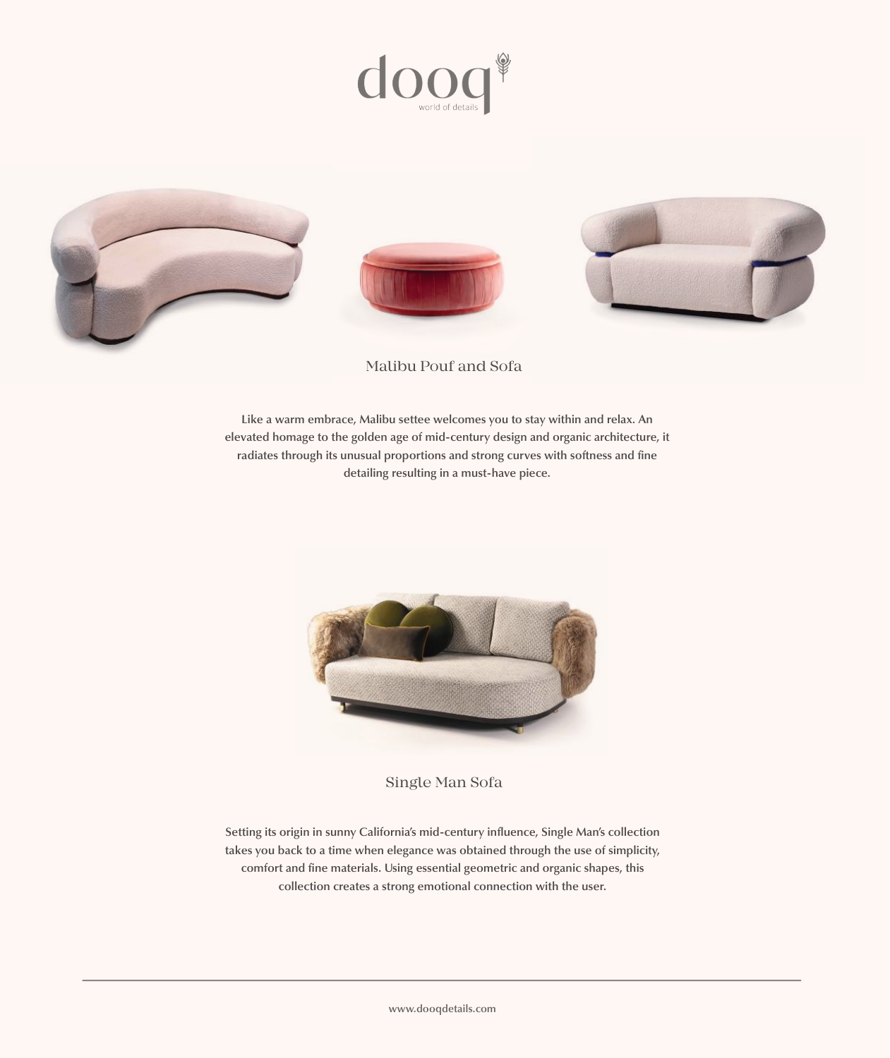## Malibu Pouf and Sofa

Like a warm embrace, Malibu settee welcomes you to stay within and relax. An elevated homage to the golden age of mid-century design and organic architecture, it radiates through its unusual proportions and strong curves with softness and fine detailing resulting in a must-have piece.

## Single Man Sofa

Setting its origin in sunny California's mid-century influence, Single Man's collection takes you back to a time when elegance was obtained through the use of simplicity, comfort and fine materials. Using essential geometric and organic shapes, this collection creates a strong emotional connection with the user.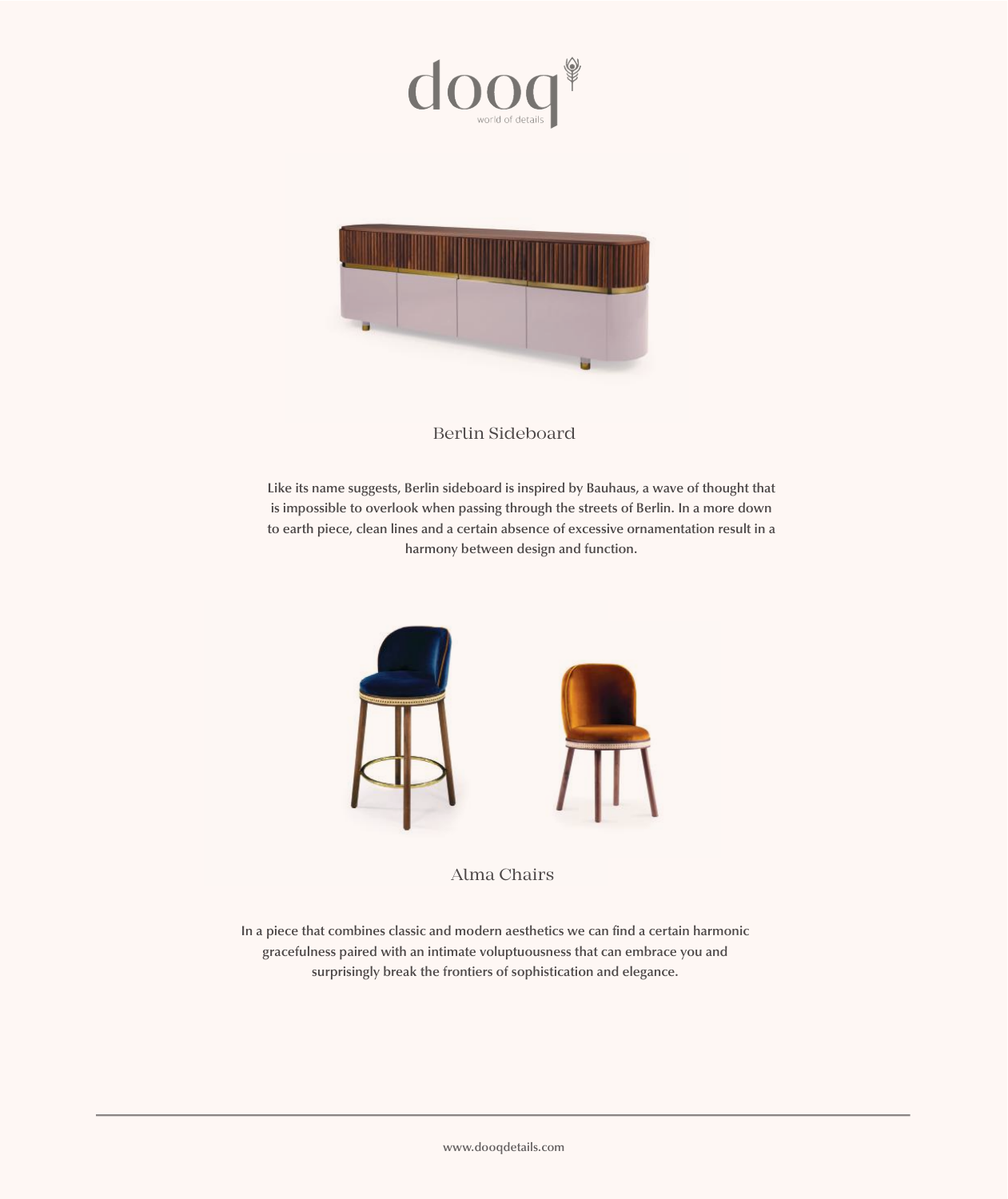## Berlin Sideboard

Like its name suggests, Berlin sideboard is inspired by Bauhaus, a wave of thought that is impossible to overlook when passing through the streets of Berlin. In a more down to earth piece, clean lines and a certain absence of excessive ornamentation result in a harmony between design and function.

## Alma Chairs

In a piece that combines classic and modern aesthetics we can find a certain harmonic gracefulness paired with an intimate voluptuousness that can embrace you and surprisingly break the frontiers of sophistication and elegance.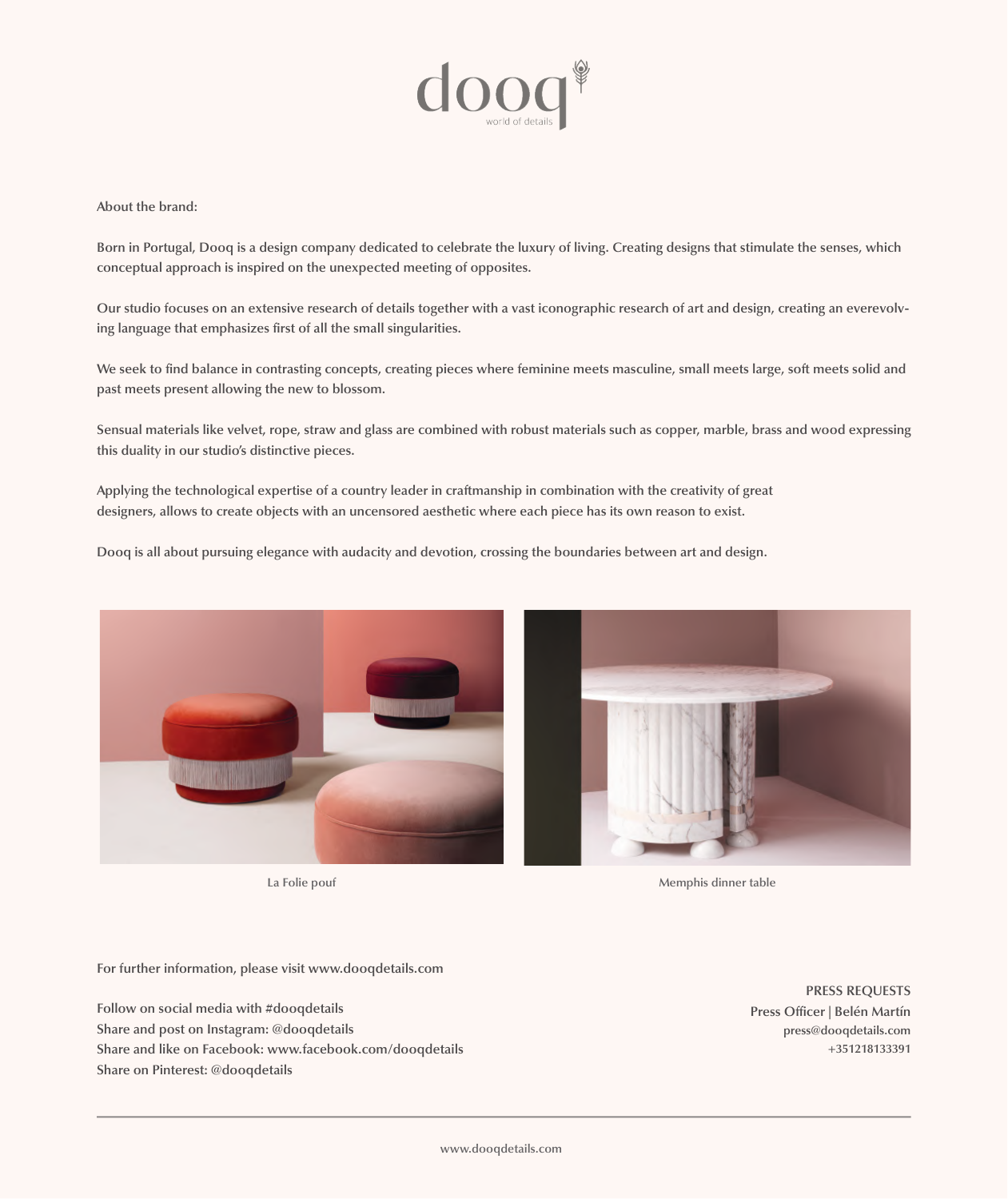dooq

world of details

About the brand:

Born in Portugal, Dooq is a design company dedicated to celebrate the luxury of living. Creating designs that stimulate the senses, which conceptual approach is inspired on the unexpected meeting of opposites.

Our studio focuses on an extensive research of details together with a vast iconographic research of art and design, creating an everevolving language that emphasizes first of all the small singularities.

We seek to find balance in contrasting concepts, creating pieces where feminine meets masculine, small meets large, soft meets solid and past meets present allowing the new to blossom.

Sensual materials like velvet, rope, straw and glass are combined with robust materials such as copper, marble, brass and wood expressing this duality in our studio's distinctive pieces.

Applying the technological expertise of a country leader in craftmanship in combination with the creativity of great designers, allows to create objects with an uncensored aesthetic where each piece has its own reason to exist.

Dooq is all about pursuing elegance with audacity and devotion, crossing the boundaries between art and design.

La Folie pouf

Memphis dinner table

For further information, please visit www.dooqdetails.com

Follow on social media with #dooqdetails
Share and post on Instagram: @dooqdetails
Share and like on Facebook: www.facebook.com/dooqdetails
Share on Pinterest: @dooqdetails

**PRESS REQUESTS**
Press Officer | Belén Martín
press@dooqdetails.com
+351218133391

www.dooqdetails.com